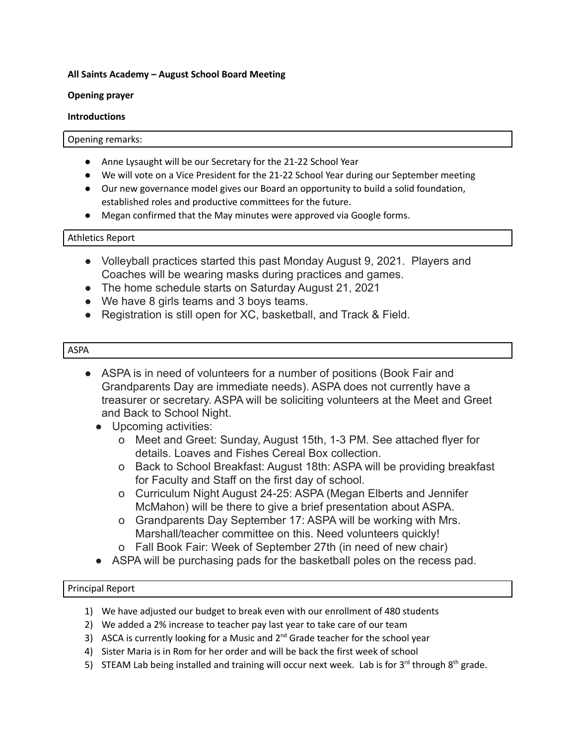**All Saints Academy – August School Board Meeting**

**Opening prayer**

**Introductions**

Opening remarks:

- Anne Lysaught will be our Secretary for the 21-22 School Year
- We will vote on a Vice President for the 21-22 School Year during our September meeting
- Our new governance model gives our Board an opportunity to build a solid foundation, established roles and productive committees for the future.
- Megan confirmed that the May minutes were approved via Google forms.

Athletics Report

- Volleyball practices started this past Monday August 9, 2021. Players and Coaches will be wearing masks during practices and games.
- The home schedule starts on Saturday August 21, 2021
- We have 8 girls teams and 3 boys teams.
- Registration is still open for XC, basketball, and Track & Field.

ASPA

- ASPA is in need of volunteers for a number of positions (Book Fair and Grandparents Day are immediate needs). ASPA does not currently have a treasurer or secretary. ASPA will be soliciting volunteers at the Meet and Greet and Back to School Night.
  - Upcoming activities:
    - Meet and Greet: Sunday, August 15th, 1-3 PM. See attached flyer for details. Loaves and Fishes Cereal Box collection.
    - Back to School Breakfast: August 18th: ASPA will be providing breakfast for Faculty and Staff on the first day of school.
    - Curriculum Night August 24-25: ASPA (Megan Elberts and Jennifer McMahon) will be there to give a brief presentation about ASPA.
    - Grandparents Day September 17: ASPA will be working with Mrs. Marshall/teacher committee on this. Need volunteers quickly!
    - Fall Book Fair: Week of September 27th (in need of new chair)
  - ASPA will be purchasing pads for the basketball poles on the recess pad.

Principal Report

1) We have adjusted our budget to break even with our enrollment of 480 students
2) We added a 2% increase to teacher pay last year to take care of our team
3) ASCA is currently looking for a Music and 2nd Grade teacher for the school year
4) Sister Maria is in Rom for her order and will be back the first week of school
5) STEAM Lab being installed and training will occur next week. Lab is for 3rd through 8th grade.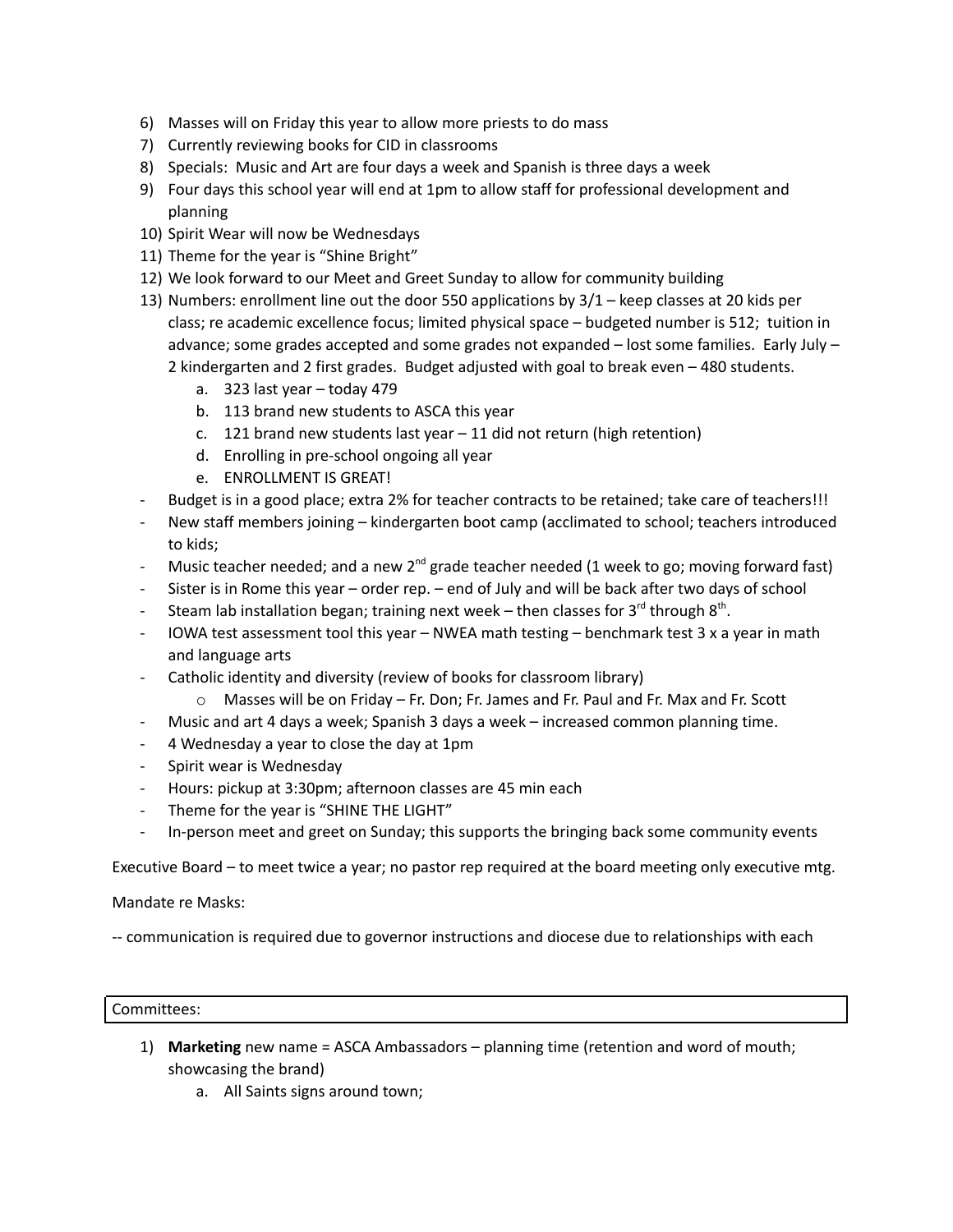6) Masses will on Friday this year to allow more priests to do mass
7) Currently reviewing books for CID in classrooms
8) Specials: Music and Art are four days a week and Spanish is three days a week
9) Four days this school year will end at 1pm to allow staff for professional development and planning
10) Spirit Wear will now be Wednesdays
11) Theme for the year is "Shine Bright"
12) We look forward to our Meet and Greet Sunday to allow for community building
13) Numbers: enrollment line out the door 550 applications by 3/1 – keep classes at 20 kids per class; re academic excellence focus; limited physical space – budgeted number is 512; tuition in advance; some grades accepted and some grades not expanded – lost some families. Early July – 2 kindergarten and 2 first grades. Budget adjusted with goal to break even – 480 students.
    a. 323 last year – today 479
    b. 113 brand new students to ASCA this year
    c. 121 brand new students last year – 11 did not return (high retention)
    d. Enrolling in pre-school ongoing all year
    e. ENROLLMENT IS GREAT!

- Budget is in a good place; extra 2% for teacher contracts to be retained; take care of teachers!!!
- New staff members joining – kindergarten boot camp (acclimated to school; teachers introduced to kids;
- Music teacher needed; and a new 2nd grade teacher needed (1 week to go; moving forward fast)
- Sister is in Rome this year – order rep. – end of July and will be back after two days of school
- Steam lab installation began; training next week – then classes for 3rd through 8th.
- IOWA test assessment tool this year – NWEA math testing – benchmark test 3 x a year in math and language arts
- Catholic identity and diversity (review of books for classroom library)
    - Masses will be on Friday – Fr. Don; Fr. James and Fr. Paul and Fr. Max and Fr. Scott
- Music and art 4 days a week; Spanish 3 days a week – increased common planning time.
- 4 Wednesday a year to close the day at 1pm
- Spirit wear is Wednesday
- Hours: pickup at 3:30pm; afternoon classes are 45 min each
- Theme for the year is "SHINE THE LIGHT"
- In-person meet and greet on Sunday; this supports the bringing back some community events

Executive Board – to meet twice a year; no pastor rep required at the board meeting only executive mtg.

Mandate re Masks:

-- communication is required due to governor instructions and diocese due to relationships with each

Committees:

1) **Marketing** new name = ASCA Ambassadors – planning time (retention and word of mouth; showcasing the brand)
    a. All Saints signs around town;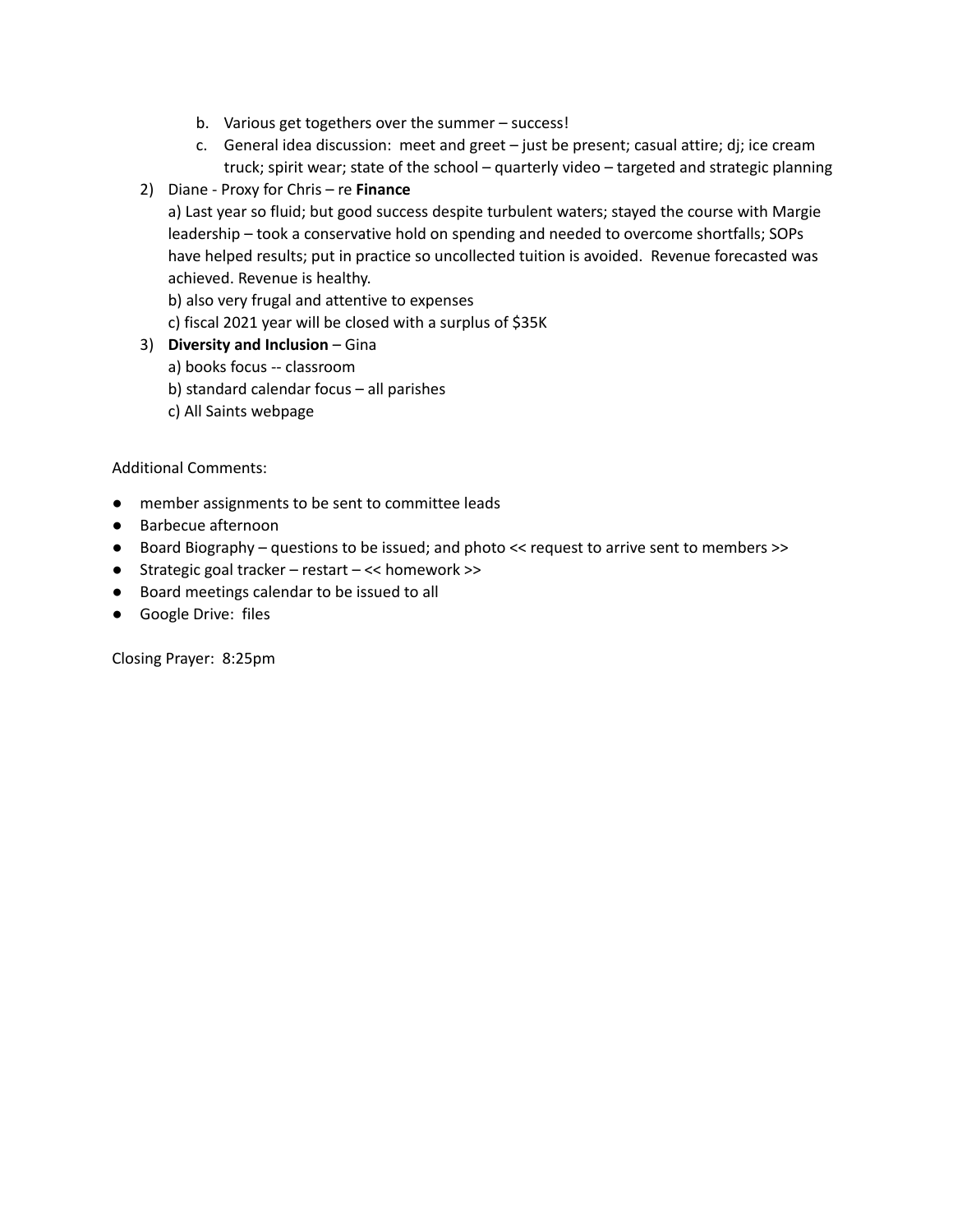b. Various get togethers over the summer – success!
   c. General idea discussion: meet and greet – just be present; casual attire; dj; ice cream truck; spirit wear; state of the school – quarterly video – targeted and strategic planning

2) Diane - Proxy for Chris – re **Finance**
   a) Last year so fluid; but good success despite turbulent waters; stayed the course with Margie leadership – took a conservative hold on spending and needed to overcome shortfalls; SOPs have helped results; put in practice so uncollected tuition is avoided. Revenue forecasted was achieved. Revenue is healthy.
   b) also very frugal and attentive to expenses
   c) fiscal 2021 year will be closed with a surplus of $35K

3) **Diversity and Inclusion** – Gina
   a) books focus -- classroom
   b) standard calendar focus – all parishes
   c) All Saints webpage

Additional Comments:

- member assignments to be sent to committee leads
- Barbecue afternoon
- Board Biography – questions to be issued; and photo << request to arrive sent to members >>
- Strategic goal tracker – restart – << homework >>
- Board meetings calendar to be issued to all
- Google Drive: files

Closing Prayer: 8:25pm